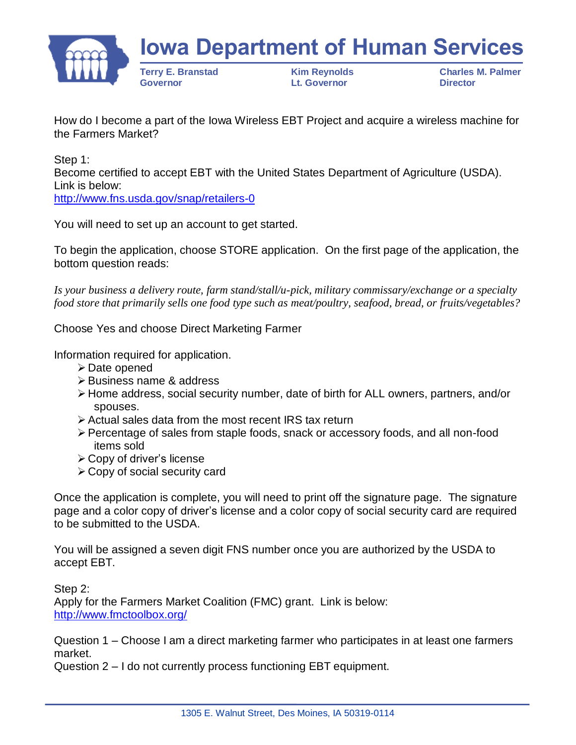# Iowa Department of Human Services

**Terry E. Branstad**
**Governor**

**Kim Reynolds**
**Lt. Governor**

**Charles M. Palmer**
**Director**

How do I become a part of the Iowa Wireless EBT Project and acquire a wireless machine for the Farmers Market?

Step 1:
Become certified to accept EBT with the United States Department of Agriculture (USDA). Link is below:
http://www.fns.usda.gov/snap/retailers-0

You will need to set up an account to get started.

To begin the application, choose STORE application. On the first page of the application, the bottom question reads:

*Is your business a delivery route, farm stand/stall/u-pick, military commissary/exchange or a specialty food store that primarily sells one food type such as meat/poultry, seafood, bread, or fruits/vegetables?*

Choose Yes and choose Direct Marketing Farmer

Information required for application.

- Date opened
- Business name & address
- Home address, social security number, date of birth for ALL owners, partners, and/or spouses.
- Actual sales data from the most recent IRS tax return
- Percentage of sales from staple foods, snack or accessory foods, and all non-food items sold
- Copy of driver's license
- Copy of social security card

Once the application is complete, you will need to print off the signature page. The signature page and a color copy of driver's license and a color copy of social security card are required to be submitted to the USDA.

You will be assigned a seven digit FNS number once you are authorized by the USDA to accept EBT.

Step 2:
Apply for the Farmers Market Coalition (FMC) grant. Link is below:
http://www.fmctoolbox.org/

Question 1 – Choose I am a direct marketing farmer who participates in at least one farmers market.
Question 2 – I do not currently process functioning EBT equipment.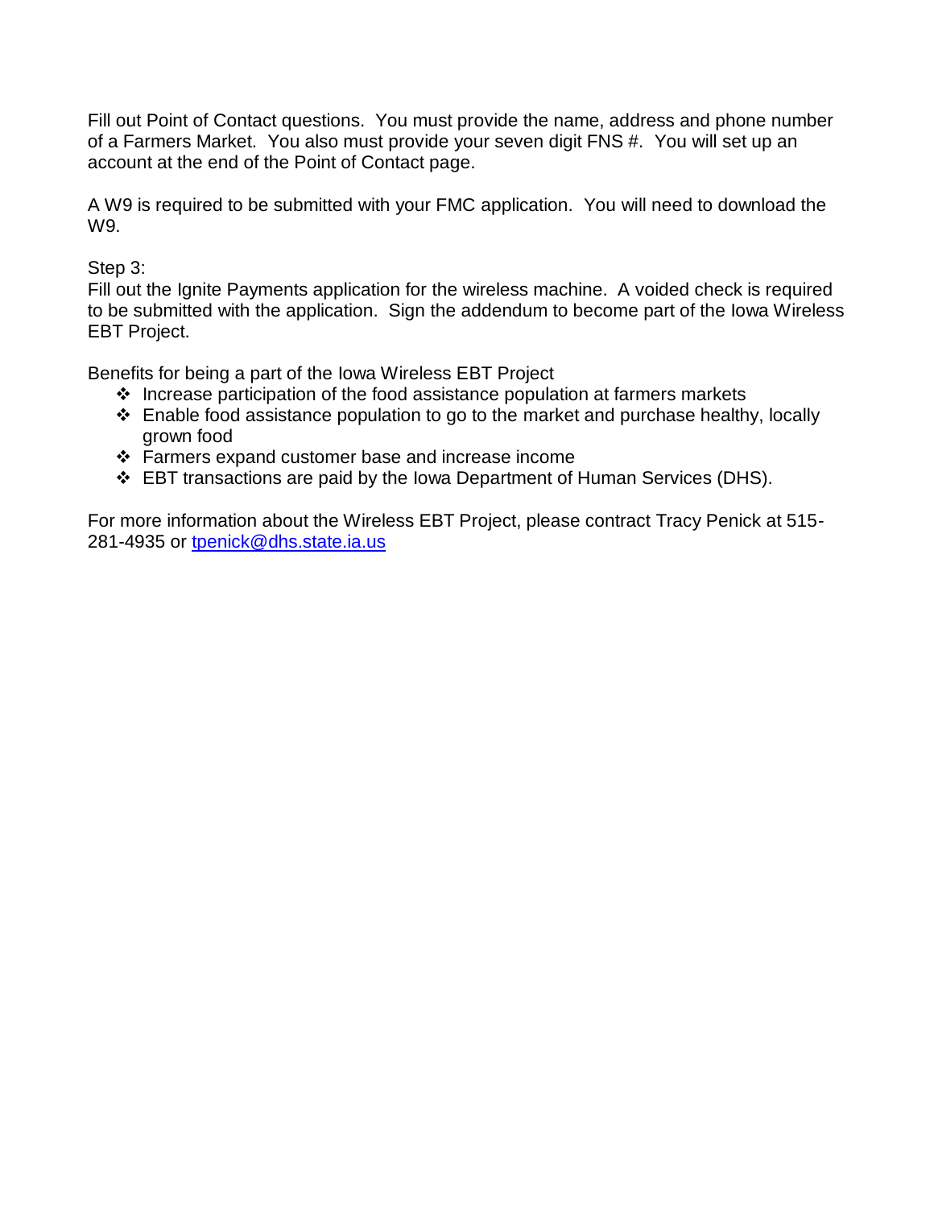Fill out Point of Contact questions. You must provide the name, address and phone number of a Farmers Market. You also must provide your seven digit FNS #. You will set up an account at the end of the Point of Contact page.

A W9 is required to be submitted with your FMC application. You will need to download the W9.

Step 3:
Fill out the Ignite Payments application for the wireless machine. A voided check is required to be submitted with the application. Sign the addendum to become part of the Iowa Wireless EBT Project.

Benefits for being a part of the Iowa Wireless EBT Project

- Increase participation of the food assistance population at farmers markets
- Enable food assistance population to go to the market and purchase healthy, locally grown food
- Farmers expand customer base and increase income
- EBT transactions are paid by the Iowa Department of Human Services (DHS).

For more information about the Wireless EBT Project, please contract Tracy Penick at 515-281-4935 or tpenick@dhs.state.ia.us